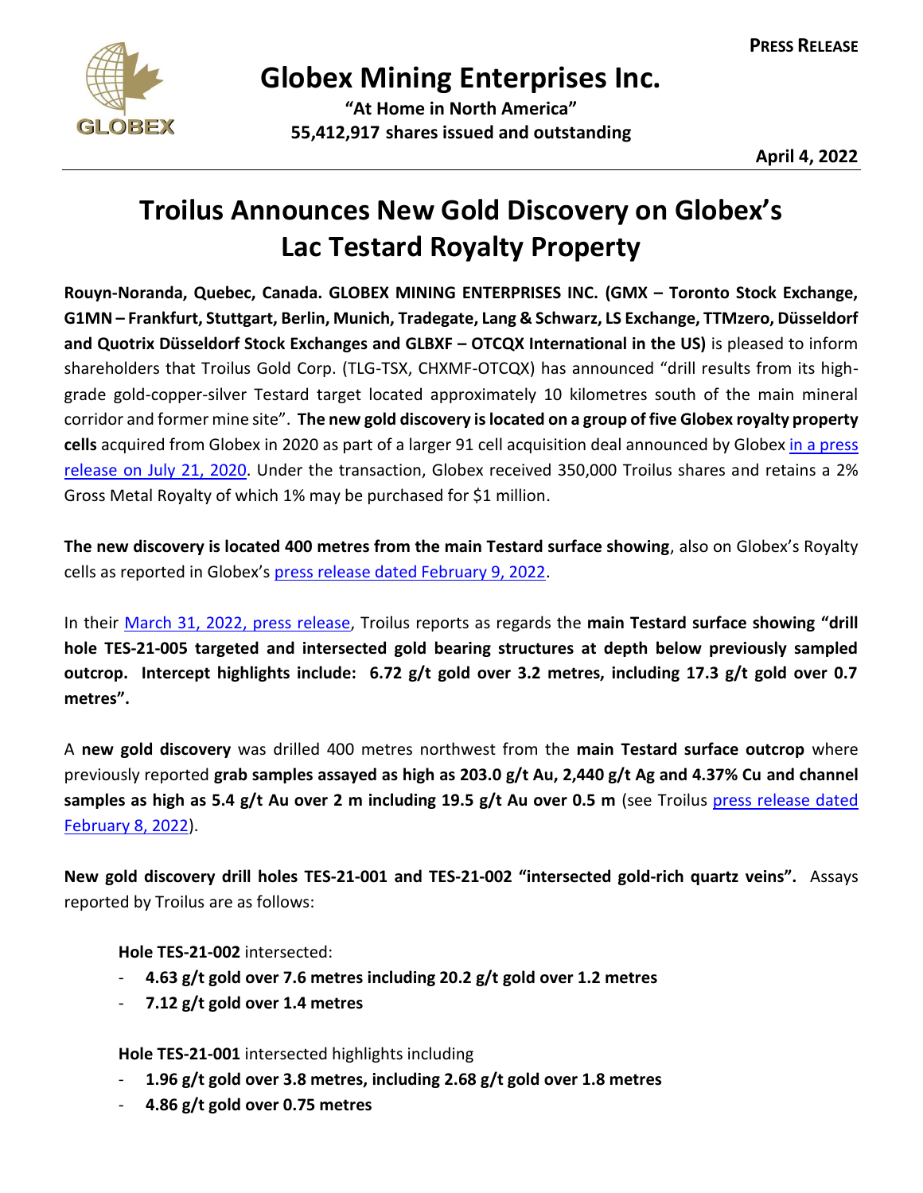**PRESS RELEASE**

# Globex Mining Enterprises Inc.

**"At Home in North America"**
**55,412,917 shares issued and outstanding**

**April 4, 2022**

# Troilus Announces New Gold Discovery on Globex's Lac Testard Royalty Property

**Rouyn-Noranda, Quebec, Canada. GLOBEX MINING ENTERPRISES INC. (GMX – Toronto Stock Exchange, G1MN – Frankfurt, Stuttgart, Berlin, Munich, Tradegate, Lang & Schwarz, LS Exchange, TTMzero, Düsseldorf and Quotrix Düsseldorf Stock Exchanges and GLBXF – OTCQX International in the US)** is pleased to inform shareholders that Troilus Gold Corp. (TLG-TSX, CHXMF-OTCQX) has announced "drill results from its high-grade gold-copper-silver Testard target located approximately 10 kilometres south of the main mineral corridor and former mine site". **The new gold discovery is located on a group of five Globex royalty property cells** acquired from Globex in 2020 as part of a larger 91 cell acquisition deal announced by Globex in a press release on July 21, 2020. Under the transaction, Globex received 350,000 Troilus shares and retains a 2% Gross Metal Royalty of which 1% may be purchased for $1 million.

**The new discovery is located 400 metres from the main Testard surface showing**, also on Globex's Royalty cells as reported in Globex's press release dated February 9, 2022.

In their March 31, 2022, press release, Troilus reports as regards the **main Testard surface showing "drill hole TES-21-005 targeted and intersected gold bearing structures at depth below previously sampled outcrop. Intercept highlights include: 6.72 g/t gold over 3.2 metres, including 17.3 g/t gold over 0.7 metres".**

A **new gold discovery** was drilled 400 metres northwest from the **main Testard surface outcrop** where previously reported **grab samples assayed as high as 203.0 g/t Au, 2,440 g/t Ag and 4.37% Cu and channel samples as high as 5.4 g/t Au over 2 m including 19.5 g/t Au over 0.5 m** (see Troilus press release dated February 8, 2022).

**New gold discovery drill holes TES-21-001 and TES-21-002 "intersected gold-rich quartz veins".** Assays reported by Troilus are as follows:

**Hole TES-21-002** intersected:

- **4.63 g/t gold over 7.6 metres including 20.2 g/t gold over 1.2 metres**
- **7.12 g/t gold over 1.4 metres**

**Hole TES-21-001** intersected highlights including

- **1.96 g/t gold over 3.8 metres, including 2.68 g/t gold over 1.8 metres**
- **4.86 g/t gold over 0.75 metres**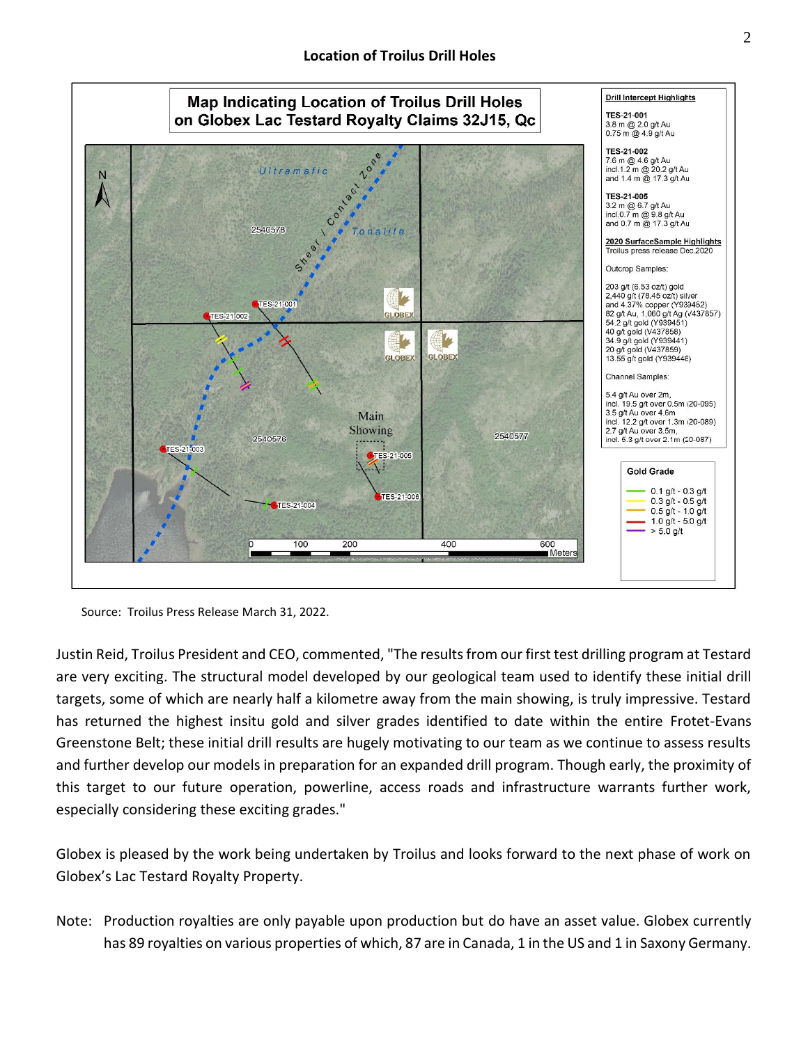**Location of Troilus Drill Holes**

**Map Indicating Location of Troilus Drill Holes on Globex Lac Testard Royalty Claims 32J15, Qc**

**Drill Intercept Highlights**

TES-21-001
3.8 m @ 2.0 g/t Au
0.75 m @ 4.9 g/t Au

TES-21-002
7.6 m @ 4.6 g/t Au
incl.1.2 m @ 20.2 g/t Au
and 1.4 m @ 17.3 g/t Au

TES-21-005
3.2 m @ 6.7 g/t Au
incl.0.7 m @ 9.8 g/t Au
and 0.7 m @ 17.3 g/t Au

**2020 SurfaceSample Highlights**
Troilus press release Dec.2020

Outcrop Samples:

203 g/t (6.53 oz/t) gold
2,440 g/t (78.45 oz/t) silver
and 4.37% copper (Y939452)
82 g/t Au, 1,060 g/t Ag (V437857)
54.2 g/t gold (Y939451)
40 g/t gold (V437858)
34.9 g/t gold (Y939441)
20 g/t gold (V437859)
13.55 g/t gold (Y939446)

Channel Samples:

5.4 g/t Au over 2m,
incl. 19.5 g/t over 0.5m (20-095)
3.5 g/t Au over 4.6m
incl. 12.2 g/t over 1.3m (20-089)
2.7 g/t Au over 3.5m,
incl. 5.3 g/t over 2.1m (20-087)

**Gold Grade**
- 0.1 g/t - 0.3 g/t
- 0.3 g/t - 0.5 g/t
- 0.5 g/t - 1.0 g/t
- 1.0 g/t - 5.0 g/t
- > 5.0 g/t

Source: Troilus Press Release March 31, 2022.

Justin Reid, Troilus President and CEO, commented, "The results from our first test drilling program at Testard are very exciting. The structural model developed by our geological team used to identify these initial drill targets, some of which are nearly half a kilometre away from the main showing, is truly impressive. Testard has returned the highest insitu gold and silver grades identified to date within the entire Frotet-Evans Greenstone Belt; these initial drill results are hugely motivating to our team as we continue to assess results and further develop our models in preparation for an expanded drill program. Though early, the proximity of this target to our future operation, powerline, access roads and infrastructure warrants further work, especially considering these exciting grades."

Globex is pleased by the work being undertaken by Troilus and looks forward to the next phase of work on Globex's Lac Testard Royalty Property.

Note: Production royalties are only payable upon production but do have an asset value. Globex currently has 89 royalties on various properties of which, 87 are in Canada, 1 in the US and 1 in Saxony Germany.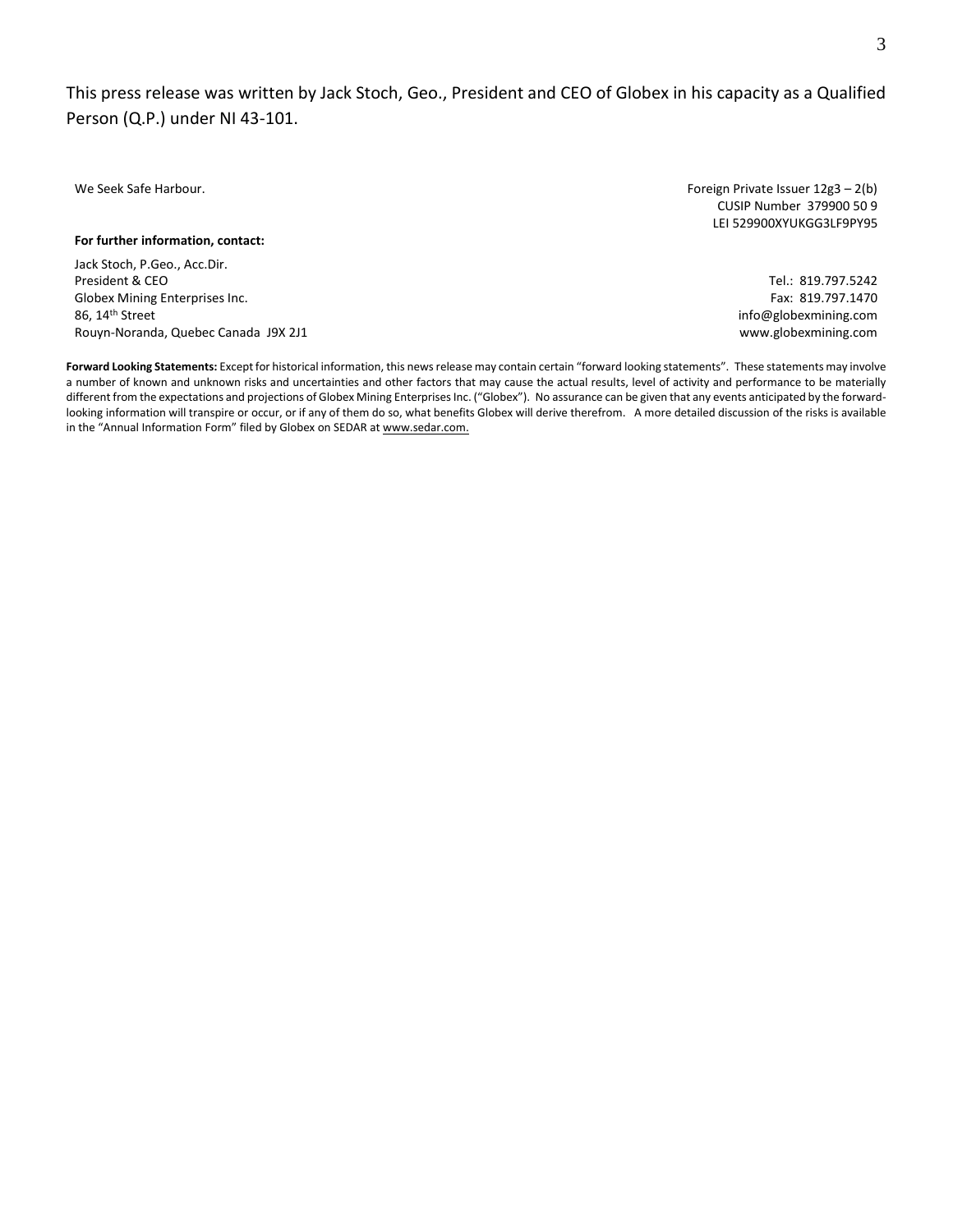This press release was written by Jack Stoch, Geo., President and CEO of Globex in his capacity as a Qualified Person (Q.P.) under NI 43-101.

We Seek Safe Harbour.

Foreign Private Issuer 12g3 – 2(b)
CUSIP Number 379900 50 9
LEI 529900XYUKGG3LF9PY95

**For further information, contact:**

Jack Stoch, P.Geo., Acc.Dir.
President & CEO
Globex Mining Enterprises Inc.
86, 14th Street
Rouyn-Noranda, Quebec Canada J9X 2J1

Tel.: 819.797.5242
Fax: 819.797.1470
info@globexmining.com
www.globexmining.com

**Forward Looking Statements:** Except for historical information, this news release may contain certain "forward looking statements". These statements may involve a number of known and unknown risks and uncertainties and other factors that may cause the actual results, level of activity and performance to be materially different from the expectations and projections of Globex Mining Enterprises Inc. ("Globex"). No assurance can be given that any events anticipated by the forward-looking information will transpire or occur, or if any of them do so, what benefits Globex will derive therefrom. A more detailed discussion of the risks is available in the "Annual Information Form" filed by Globex on SEDAR at www.sedar.com.